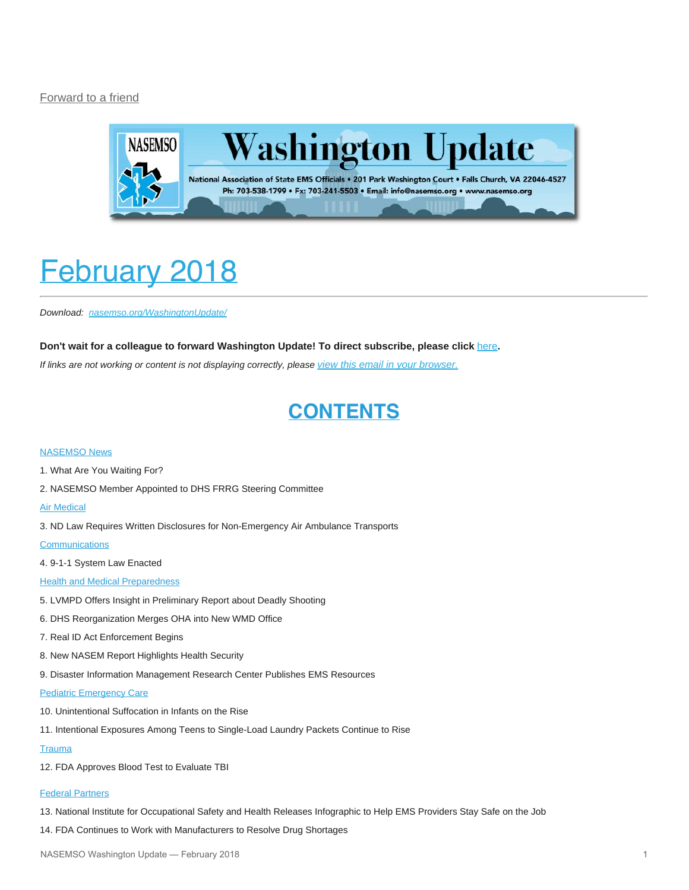Forward to a friend

# Washington Update

National Association of State EMS Officials • 201 Park Washington Court • Falls Church, VA 22046-4527
Ph: 703-538-1799 • Fx: 703-241-5503 • Email: info@nasemso.org • www.nasemso.org

# February 2018

*Download: nasemso.org/WashingtonUpdate/*

**Don't wait for a colleague to forward Washington Update! To direct subscribe, please click here.**

*If links are not working or content is not displaying correctly, please view this email in your browser.*

## CONTENTS

NASEMSO News

1. What Are You Waiting For?
2. NASEMSO Member Appointed to DHS FRRG Steering Committee

Air Medical

3. ND Law Requires Written Disclosures for Non-Emergency Air Ambulance Transports

Communications

4. 9-1-1 System Law Enacted

Health and Medical Preparedness

5. LVMPD Offers Insight in Preliminary Report about Deadly Shooting
6. DHS Reorganization Merges OHA into New WMD Office
7. Real ID Act Enforcement Begins
8. New NASEM Report Highlights Health Security
9. Disaster Information Management Research Center Publishes EMS Resources

Pediatric Emergency Care

10. Unintentional Suffocation in Infants on the Rise
11. Intentional Exposures Among Teens to Single-Load Laundry Packets Continue to Rise

Trauma

12. FDA Approves Blood Test to Evaluate TBI

Federal Partners

13. National Institute for Occupational Safety and Health Releases Infographic to Help EMS Providers Stay Safe on the Job
14. FDA Continues to Work with Manufacturers to Resolve Drug Shortages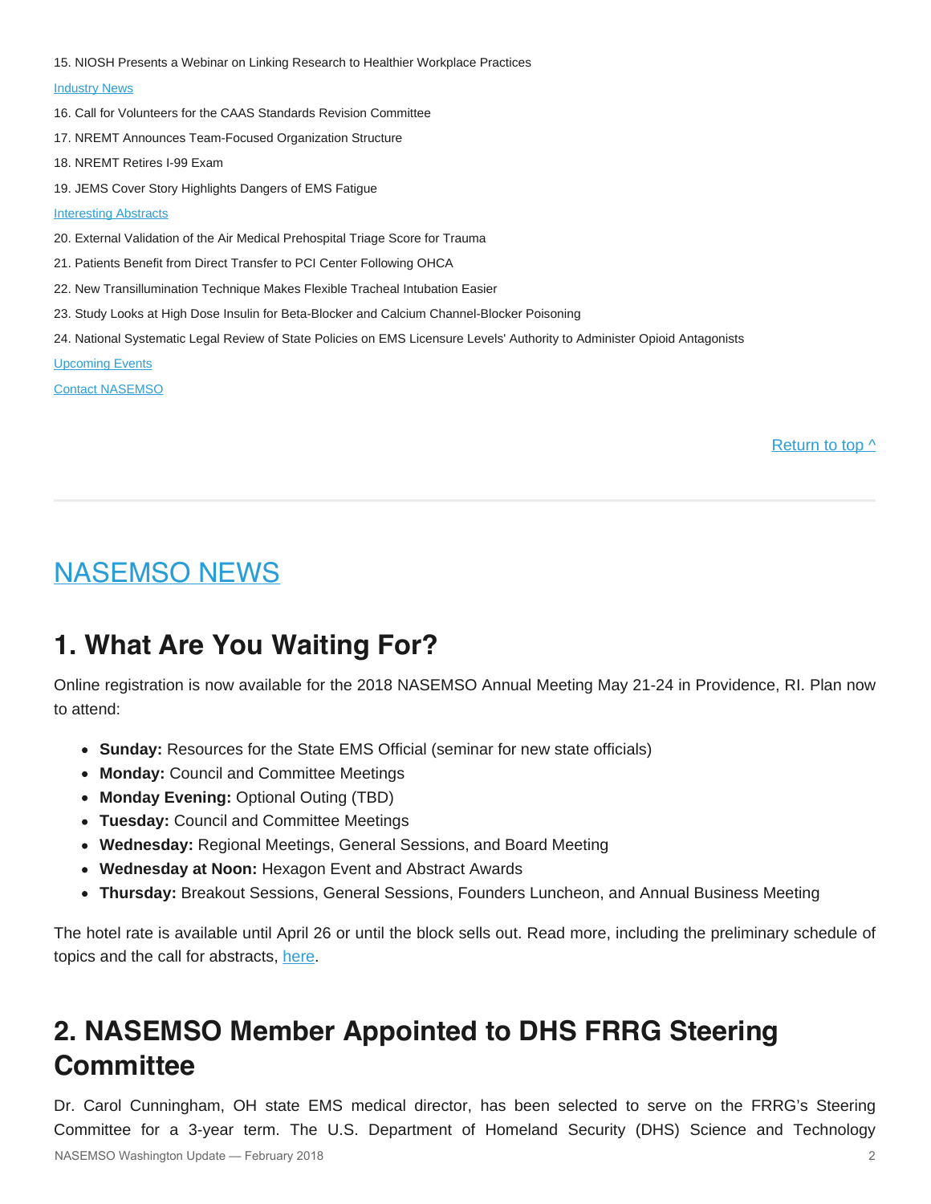15. NIOSH Presents a Webinar on Linking Research to Healthier Workplace Practices

Industry News

16. Call for Volunteers for the CAAS Standards Revision Committee

17. NREMT Announces Team-Focused Organization Structure

18. NREMT Retires I-99 Exam

19. JEMS Cover Story Highlights Dangers of EMS Fatigue

Interesting Abstracts

20. External Validation of the Air Medical Prehospital Triage Score for Trauma

21. Patients Benefit from Direct Transfer to PCI Center Following OHCA

22. New Transillumination Technique Makes Flexible Tracheal Intubation Easier

23. Study Looks at High Dose Insulin for Beta-Blocker and Calcium Channel-Blocker Poisoning

24. National Systematic Legal Review of State Policies on EMS Licensure Levels' Authority to Administer Opioid Antagonists

Upcoming Events

Contact NASEMSO

Return to top ^

# NASEMSO NEWS

## 1. What Are You Waiting For?

Online registration is now available for the 2018 NASEMSO Annual Meeting May 21-24 in Providence, RI. Plan now to attend:

- **Sunday:** Resources for the State EMS Official (seminar for new state officials)
- **Monday:** Council and Committee Meetings
- **Monday Evening:** Optional Outing (TBD)
- **Tuesday:** Council and Committee Meetings
- **Wednesday:** Regional Meetings, General Sessions, and Board Meeting
- **Wednesday at Noon:** Hexagon Event and Abstract Awards
- **Thursday:** Breakout Sessions, General Sessions, Founders Luncheon, and Annual Business Meeting

The hotel rate is available until April 26 or until the block sells out. Read more, including the preliminary schedule of topics and the call for abstracts, here.

## 2. NASEMSO Member Appointed to DHS FRRG Steering Committee

Dr. Carol Cunningham, OH state EMS medical director, has been selected to serve on the FRRG's Steering Committee for a 3-year term. The U.S. Department of Homeland Security (DHS) Science and Technology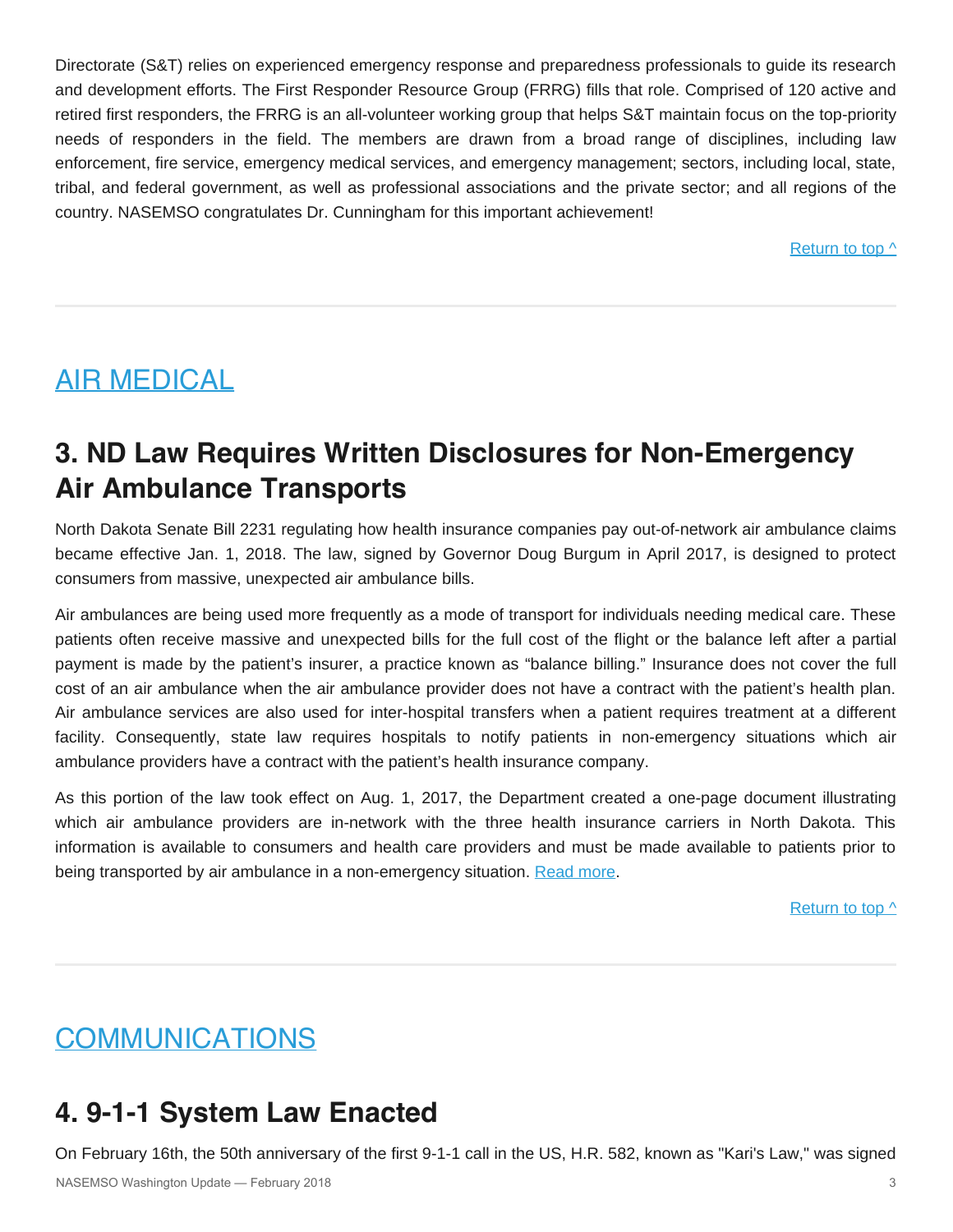Directorate (S&T) relies on experienced emergency response and preparedness professionals to guide its research and development efforts. The First Responder Resource Group (FRRG) fills that role. Comprised of 120 active and retired first responders, the FRRG is an all-volunteer working group that helps S&T maintain focus on the top-priority needs of responders in the field. The members are drawn from a broad range of disciplines, including law enforcement, fire service, emergency medical services, and emergency management; sectors, including local, state, tribal, and federal government, as well as professional associations and the private sector; and all regions of the country. NASEMSO congratulates Dr. Cunningham for this important achievement!

Return to top ^

---

## AIR MEDICAL

## 3. ND Law Requires Written Disclosures for Non-Emergency Air Ambulance Transports

North Dakota Senate Bill 2231 regulating how health insurance companies pay out-of-network air ambulance claims became effective Jan. 1, 2018. The law, signed by Governor Doug Burgum in April 2017, is designed to protect consumers from massive, unexpected air ambulance bills.

Air ambulances are being used more frequently as a mode of transport for individuals needing medical care. These patients often receive massive and unexpected bills for the full cost of the flight or the balance left after a partial payment is made by the patient's insurer, a practice known as "balance billing." Insurance does not cover the full cost of an air ambulance when the air ambulance provider does not have a contract with the patient's health plan. Air ambulance services are also used for inter-hospital transfers when a patient requires treatment at a different facility. Consequently, state law requires hospitals to notify patients in non-emergency situations which air ambulance providers have a contract with the patient's health insurance company.

As this portion of the law took effect on Aug. 1, 2017, the Department created a one-page document illustrating which air ambulance providers are in-network with the three health insurance carriers in North Dakota. This information is available to consumers and health care providers and must be made available to patients prior to being transported by air ambulance in a non-emergency situation. Read more.

Return to top ^

---

## COMMUNICATIONS

## 4. 9-1-1 System Law Enacted

On February 16th, the 50th anniversary of the first 9-1-1 call in the US, H.R. 582, known as "Kari's Law," was signed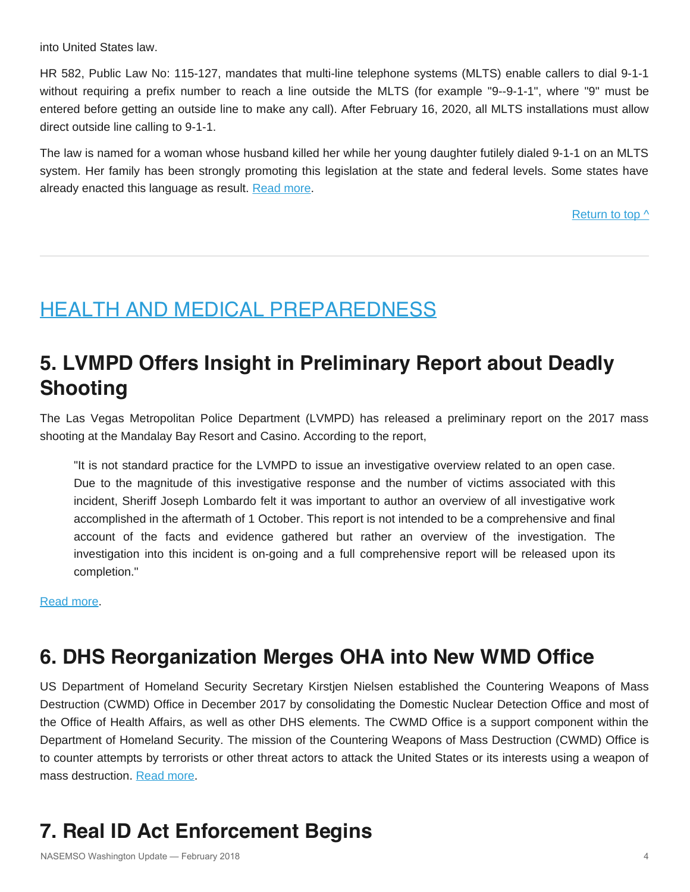into United States law.

HR 582, Public Law No: 115-127, mandates that multi-line telephone systems (MLTS) enable callers to dial 9-1-1 without requiring a prefix number to reach a line outside the MLTS (for example "9--9-1-1", where "9" must be entered before getting an outside line to make any call). After February 16, 2020, all MLTS installations must allow direct outside line calling to 9-1-1.

The law is named for a woman whose husband killed her while her young daughter futilely dialed 9-1-1 on an MLTS system. Her family has been strongly promoting this legislation at the state and federal levels. Some states have already enacted this language as result. Read more.

Return to top ^

---

# HEALTH AND MEDICAL PREPAREDNESS

## 5. LVMPD Offers Insight in Preliminary Report about Deadly Shooting

The Las Vegas Metropolitan Police Department (LVMPD) has released a preliminary report on the 2017 mass shooting at the Mandalay Bay Resort and Casino. According to the report,

> "It is not standard practice for the LVMPD to issue an investigative overview related to an open case. Due to the magnitude of this investigative response and the number of victims associated with this incident, Sheriff Joseph Lombardo felt it was important to author an overview of all investigative work accomplished in the aftermath of 1 October. This report is not intended to be a comprehensive and final account of the facts and evidence gathered but rather an overview of the investigation. The investigation into this incident is on-going and a full comprehensive report will be released upon its completion."

Read more.

## 6. DHS Reorganization Merges OHA into New WMD Office

US Department of Homeland Security Secretary Kirstjen Nielsen established the Countering Weapons of Mass Destruction (CWMD) Office in December 2017 by consolidating the Domestic Nuclear Detection Office and most of the Office of Health Affairs, as well as other DHS elements. The CWMD Office is a support component within the Department of Homeland Security. The mission of the Countering Weapons of Mass Destruction (CWMD) Office is to counter attempts by terrorists or other threat actors to attack the United States or its interests using a weapon of mass destruction. Read more.

## 7. Real ID Act Enforcement Begins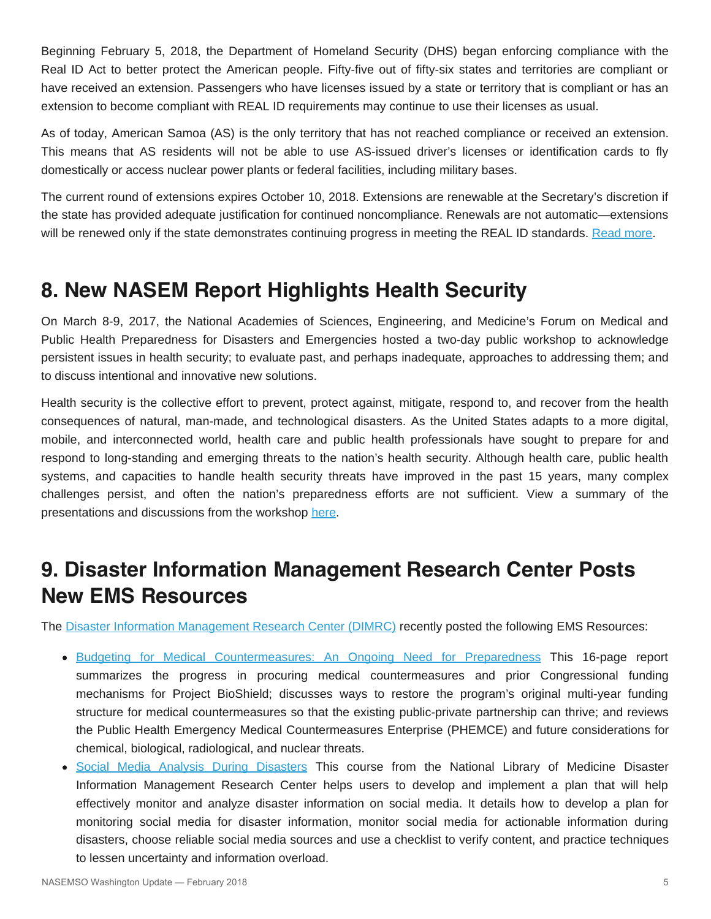Beginning February 5, 2018, the Department of Homeland Security (DHS) began enforcing compliance with the Real ID Act to better protect the American people. Fifty-five out of fifty-six states and territories are compliant or have received an extension. Passengers who have licenses issued by a state or territory that is compliant or has an extension to become compliant with REAL ID requirements may continue to use their licenses as usual.

As of today, American Samoa (AS) is the only territory that has not reached compliance or received an extension. This means that AS residents will not be able to use AS-issued driver's licenses or identification cards to fly domestically or access nuclear power plants or federal facilities, including military bases.

The current round of extensions expires October 10, 2018. Extensions are renewable at the Secretary's discretion if the state has provided adequate justification for continued noncompliance. Renewals are not automatic—extensions will be renewed only if the state demonstrates continuing progress in meeting the REAL ID standards. Read more.

## 8. New NASEM Report Highlights Health Security

On March 8-9, 2017, the National Academies of Sciences, Engineering, and Medicine's Forum on Medical and Public Health Preparedness for Disasters and Emergencies hosted a two-day public workshop to acknowledge persistent issues in health security; to evaluate past, and perhaps inadequate, approaches to addressing them; and to discuss intentional and innovative new solutions.

Health security is the collective effort to prevent, protect against, mitigate, respond to, and recover from the health consequences of natural, man-made, and technological disasters. As the United States adapts to a more digital, mobile, and interconnected world, health care and public health professionals have sought to prepare for and respond to long-standing and emerging threats to the nation's health security. Although health care, public health systems, and capacities to handle health security threats have improved in the past 15 years, many complex challenges persist, and often the nation's preparedness efforts are not sufficient. View a summary of the presentations and discussions from the workshop here.

## 9. Disaster Information Management Research Center Posts New EMS Resources

The Disaster Information Management Research Center (DIMRC) recently posted the following EMS Resources:

- Budgeting for Medical Countermeasures: An Ongoing Need for Preparedness This 16-page report summarizes the progress in procuring medical countermeasures and prior Congressional funding mechanisms for Project BioShield; discusses ways to restore the program's original multi-year funding structure for medical countermeasures so that the existing public-private partnership can thrive; and reviews the Public Health Emergency Medical Countermeasures Enterprise (PHEMCE) and future considerations for chemical, biological, radiological, and nuclear threats.
- Social Media Analysis During Disasters This course from the National Library of Medicine Disaster Information Management Research Center helps users to develop and implement a plan that will help effectively monitor and analyze disaster information on social media. It details how to develop a plan for monitoring social media for disaster information, monitor social media for actionable information during disasters, choose reliable social media sources and use a checklist to verify content, and practice techniques to lessen uncertainty and information overload.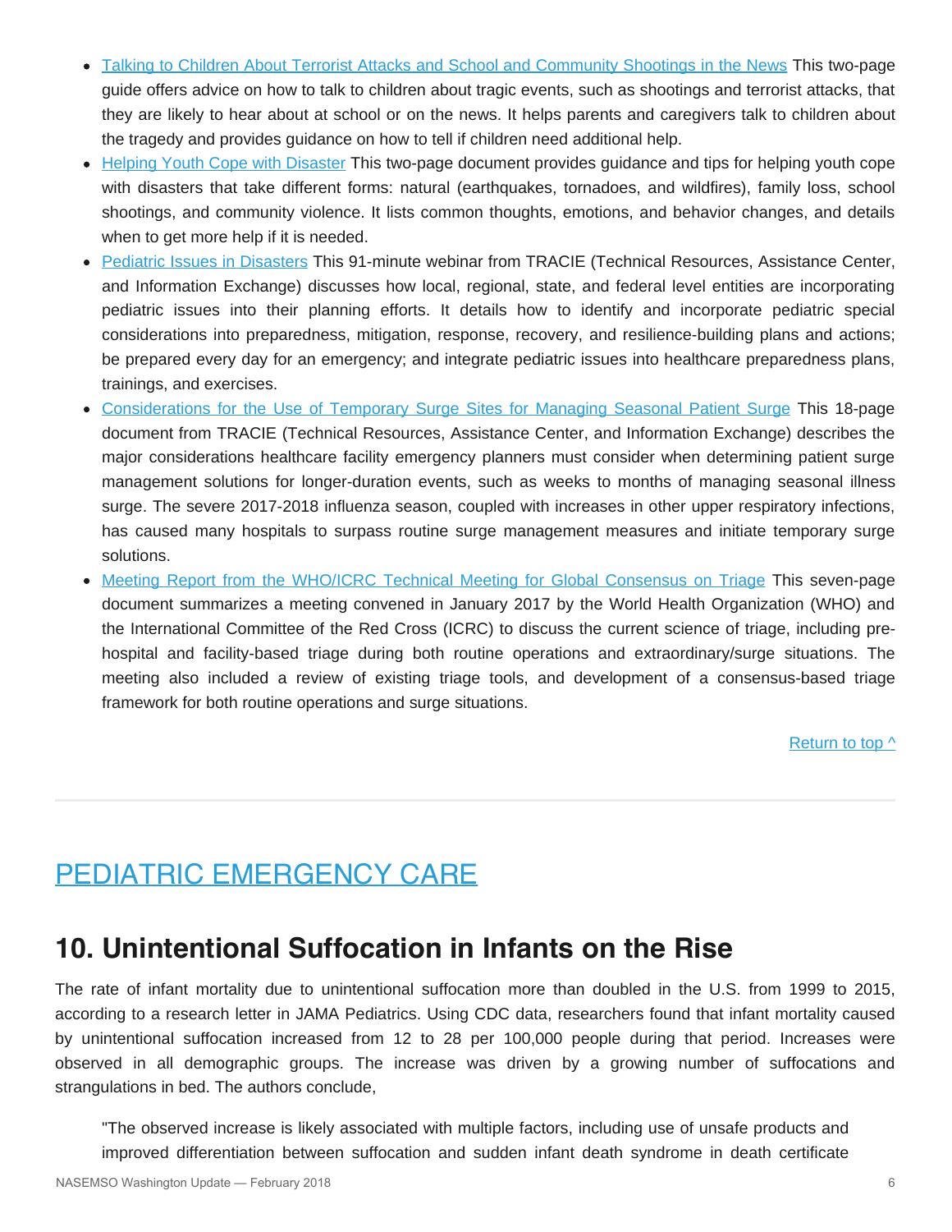- [Talking to Children About Terrorist Attacks and School and Community Shootings in the News]() This two-page guide offers advice on how to talk to children about tragic events, such as shootings and terrorist attacks, that they are likely to hear about at school or on the news. It helps parents and caregivers talk to children about the tragedy and provides guidance on how to tell if children need additional help.
- [Helping Youth Cope with Disaster]() This two-page document provides guidance and tips for helping youth cope with disasters that take different forms: natural (earthquakes, tornadoes, and wildfires), family loss, school shootings, and community violence. It lists common thoughts, emotions, and behavior changes, and details when to get more help if it is needed.
- [Pediatric Issues in Disasters]() This 91-minute webinar from TRACIE (Technical Resources, Assistance Center, and Information Exchange) discusses how local, regional, state, and federal level entities are incorporating pediatric issues into their planning efforts. It details how to identify and incorporate pediatric special considerations into preparedness, mitigation, response, recovery, and resilience-building plans and actions; be prepared every day for an emergency; and integrate pediatric issues into healthcare preparedness plans, trainings, and exercises.
- [Considerations for the Use of Temporary Surge Sites for Managing Seasonal Patient Surge]() This 18-page document from TRACIE (Technical Resources, Assistance Center, and Information Exchange) describes the major considerations healthcare facility emergency planners must consider when determining patient surge management solutions for longer-duration events, such as weeks to months of managing seasonal illness surge. The severe 2017-2018 influenza season, coupled with increases in other upper respiratory infections, has caused many hospitals to surpass routine surge management measures and initiate temporary surge solutions.
- [Meeting Report from the WHO/ICRC Technical Meeting for Global Consensus on Triage]() This seven-page document summarizes a meeting convened in January 2017 by the World Health Organization (WHO) and the International Committee of the Red Cross (ICRC) to discuss the current science of triage, including pre-hospital and facility-based triage during both routine operations and extraordinary/surge situations. The meeting also included a review of existing triage tools, and development of a consensus-based triage framework for both routine operations and surge situations.

[Return to top ^]()

---

# PEDIATRIC EMERGENCY CARE

## 10. Unintentional Suffocation in Infants on the Rise

The rate of infant mortality due to unintentional suffocation more than doubled in the U.S. from 1999 to 2015, according to a research letter in JAMA Pediatrics. Using CDC data, researchers found that infant mortality caused by unintentional suffocation increased from 12 to 28 per 100,000 people during that period. Increases were observed in all demographic groups. The increase was driven by a growing number of suffocations and strangulations in bed. The authors conclude,

> "The observed increase is likely associated with multiple factors, including use of unsafe products and improved differentiation between suffocation and sudden infant death syndrome in death certificate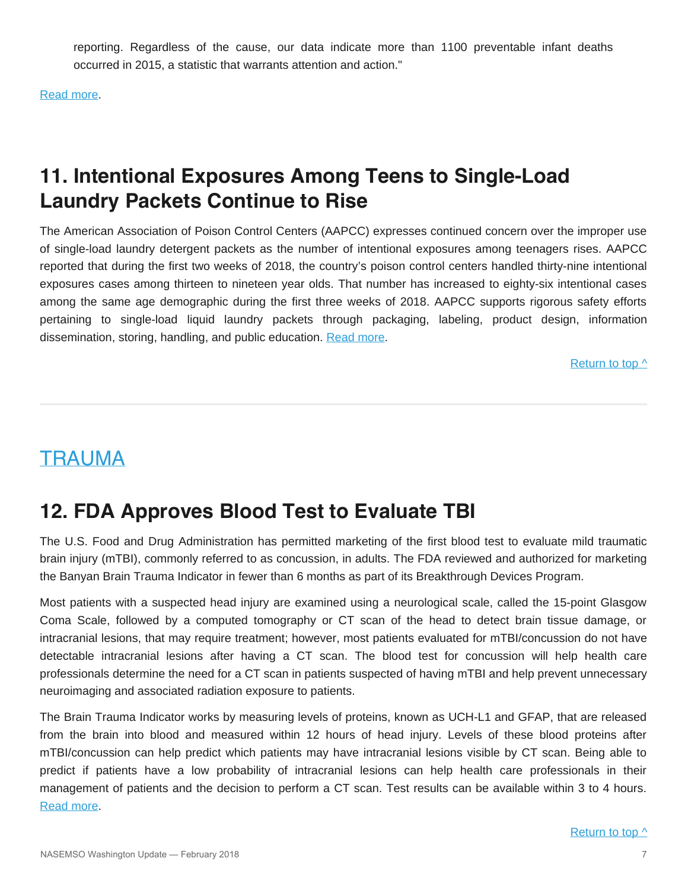reporting. Regardless of the cause, our data indicate more than 1100 preventable infant deaths occurred in 2015, a statistic that warrants attention and action."

Read more.

## 11. Intentional Exposures Among Teens to Single-Load Laundry Packets Continue to Rise

The American Association of Poison Control Centers (AAPCC) expresses continued concern over the improper use of single-load laundry detergent packets as the number of intentional exposures among teenagers rises. AAPCC reported that during the first two weeks of 2018, the country's poison control centers handled thirty-nine intentional exposures cases among thirteen to nineteen year olds. That number has increased to eighty-six intentional cases among the same age demographic during the first three weeks of 2018. AAPCC supports rigorous safety efforts pertaining to single-load liquid laundry packets through packaging, labeling, product design, information dissemination, storing, handling, and public education. Read more.

Return to top ^

---

# TRAUMA

## 12. FDA Approves Blood Test to Evaluate TBI

The U.S. Food and Drug Administration has permitted marketing of the first blood test to evaluate mild traumatic brain injury (mTBI), commonly referred to as concussion, in adults. The FDA reviewed and authorized for marketing the Banyan Brain Trauma Indicator in fewer than 6 months as part of its Breakthrough Devices Program.

Most patients with a suspected head injury are examined using a neurological scale, called the 15-point Glasgow Coma Scale, followed by a computed tomography or CT scan of the head to detect brain tissue damage, or intracranial lesions, that may require treatment; however, most patients evaluated for mTBI/concussion do not have detectable intracranial lesions after having a CT scan. The blood test for concussion will help health care professionals determine the need for a CT scan in patients suspected of having mTBI and help prevent unnecessary neuroimaging and associated radiation exposure to patients.

The Brain Trauma Indicator works by measuring levels of proteins, known as UCH-L1 and GFAP, that are released from the brain into blood and measured within 12 hours of head injury. Levels of these blood proteins after mTBI/concussion can help predict which patients may have intracranial lesions visible by CT scan. Being able to predict if patients have a low probability of intracranial lesions can help health care professionals in their management of patients and the decision to perform a CT scan. Test results can be available within 3 to 4 hours. Read more.

Return to top ^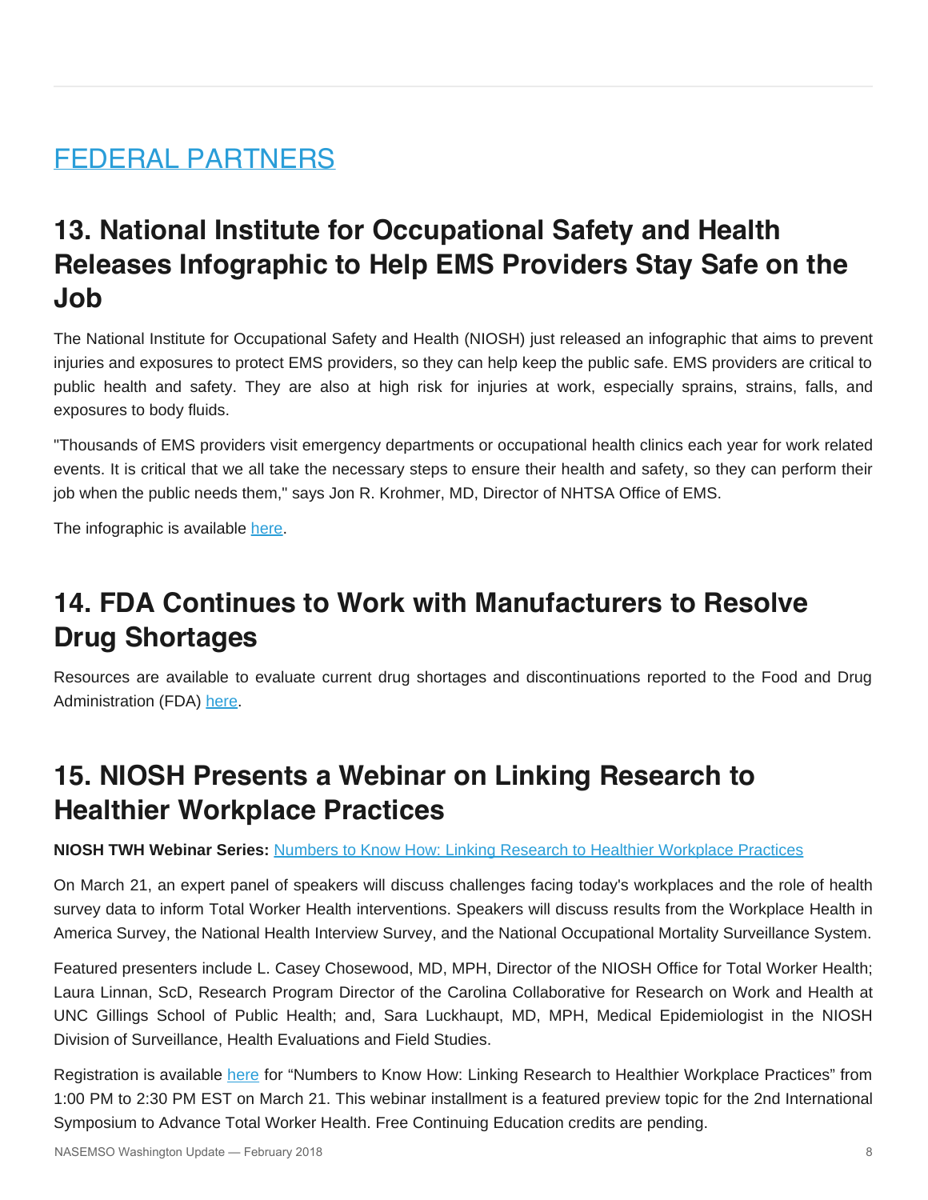# FEDERAL PARTNERS

## 13. National Institute for Occupational Safety and Health Releases Infographic to Help EMS Providers Stay Safe on the Job

The National Institute for Occupational Safety and Health (NIOSH) just released an infographic that aims to prevent injuries and exposures to protect EMS providers, so they can help keep the public safe. EMS providers are critical to public health and safety. They are also at high risk for injuries at work, especially sprains, strains, falls, and exposures to body fluids.

"Thousands of EMS providers visit emergency departments or occupational health clinics each year for work related events. It is critical that we all take the necessary steps to ensure their health and safety, so they can perform their job when the public needs them," says Jon R. Krohmer, MD, Director of NHTSA Office of EMS.

The infographic is available here.

## 14. FDA Continues to Work with Manufacturers to Resolve Drug Shortages

Resources are available to evaluate current drug shortages and discontinuations reported to the Food and Drug Administration (FDA) here.

## 15. NIOSH Presents a Webinar on Linking Research to Healthier Workplace Practices

**NIOSH TWH Webinar Series:** Numbers to Know How: Linking Research to Healthier Workplace Practices

On March 21, an expert panel of speakers will discuss challenges facing today's workplaces and the role of health survey data to inform Total Worker Health interventions. Speakers will discuss results from the Workplace Health in America Survey, the National Health Interview Survey, and the National Occupational Mortality Surveillance System.

Featured presenters include L. Casey Chosewood, MD, MPH, Director of the NIOSH Office for Total Worker Health; Laura Linnan, ScD, Research Program Director of the Carolina Collaborative for Research on Work and Health at UNC Gillings School of Public Health; and, Sara Luckhaupt, MD, MPH, Medical Epidemiologist in the NIOSH Division of Surveillance, Health Evaluations and Field Studies.

Registration is available here for “Numbers to Know How: Linking Research to Healthier Workplace Practices” from 1:00 PM to 2:30 PM EST on March 21. This webinar installment is a featured preview topic for the 2nd International Symposium to Advance Total Worker Health. Free Continuing Education credits are pending.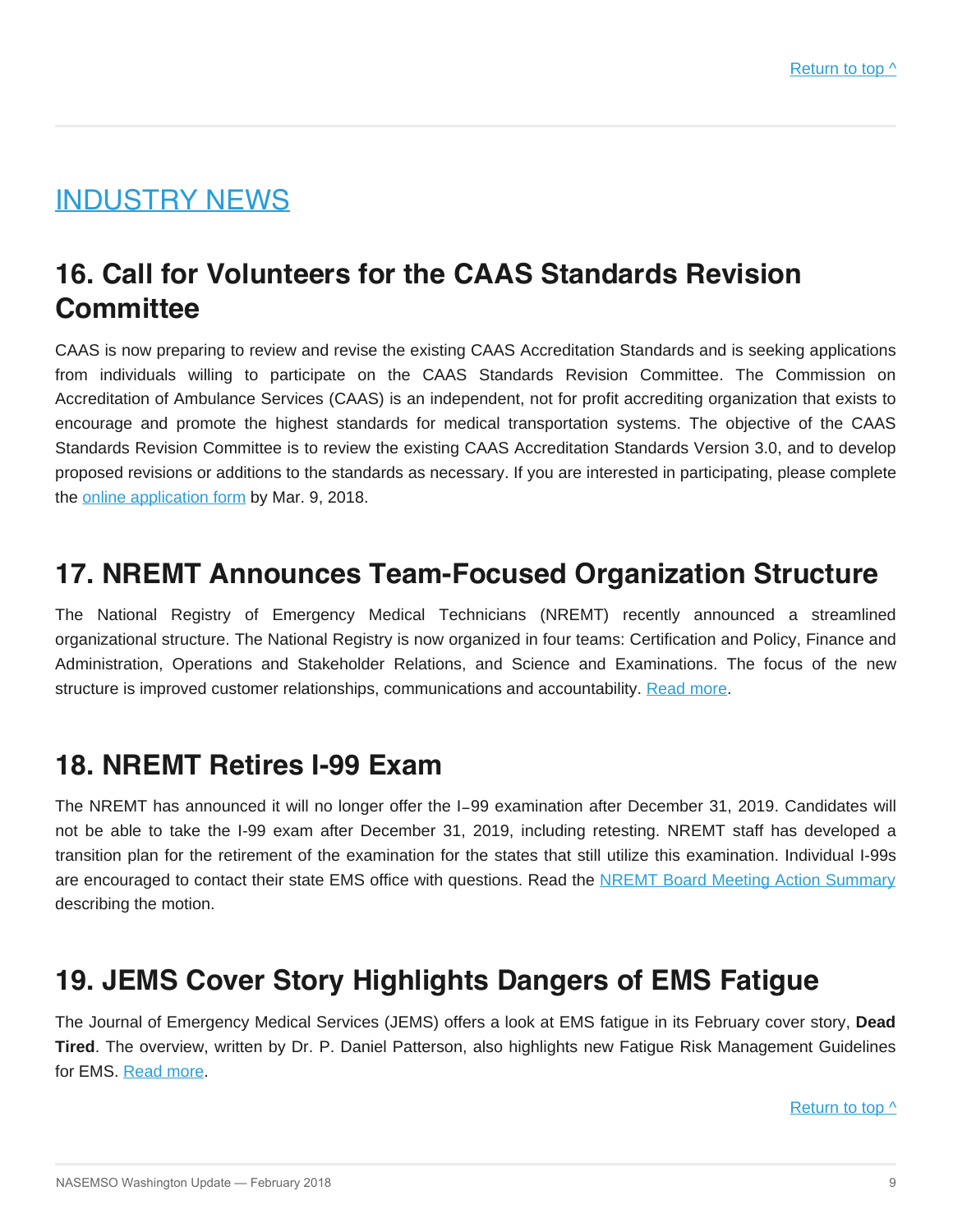[Return to top ^]

## INDUSTRY NEWS

## 16. Call for Volunteers for the CAAS Standards Revision Committee

CAAS is now preparing to review and revise the existing CAAS Accreditation Standards and is seeking applications from individuals willing to participate on the CAAS Standards Revision Committee. The Commission on Accreditation of Ambulance Services (CAAS) is an independent, not for profit accrediting organization that exists to encourage and promote the highest standards for medical transportation systems. The objective of the CAAS Standards Revision Committee is to review the existing CAAS Accreditation Standards Version 3.0, and to develop proposed revisions or additions to the standards as necessary. If you are interested in participating, please complete the online application form by Mar. 9, 2018.

## 17. NREMT Announces Team-Focused Organization Structure

The National Registry of Emergency Medical Technicians (NREMT) recently announced a streamlined organizational structure. The National Registry is now organized in four teams: Certification and Policy, Finance and Administration, Operations and Stakeholder Relations, and Science and Examinations. The focus of the new structure is improved customer relationships, communications and accountability. Read more.

## 18. NREMT Retires I-99 Exam

The NREMT has announced it will no longer offer the I-99 examination after December 31, 2019. Candidates will not be able to take the I-99 exam after December 31, 2019, including retesting. NREMT staff has developed a transition plan for the retirement of the examination for the states that still utilize this examination. Individual I-99s are encouraged to contact their state EMS office with questions. Read the NREMT Board Meeting Action Summary describing the motion.

## 19. JEMS Cover Story Highlights Dangers of EMS Fatigue

The Journal of Emergency Medical Services (JEMS) offers a look at EMS fatigue in its February cover story, **Dead Tired**. The overview, written by Dr. P. Daniel Patterson, also highlights new Fatigue Risk Management Guidelines for EMS. Read more.

[Return to top ^]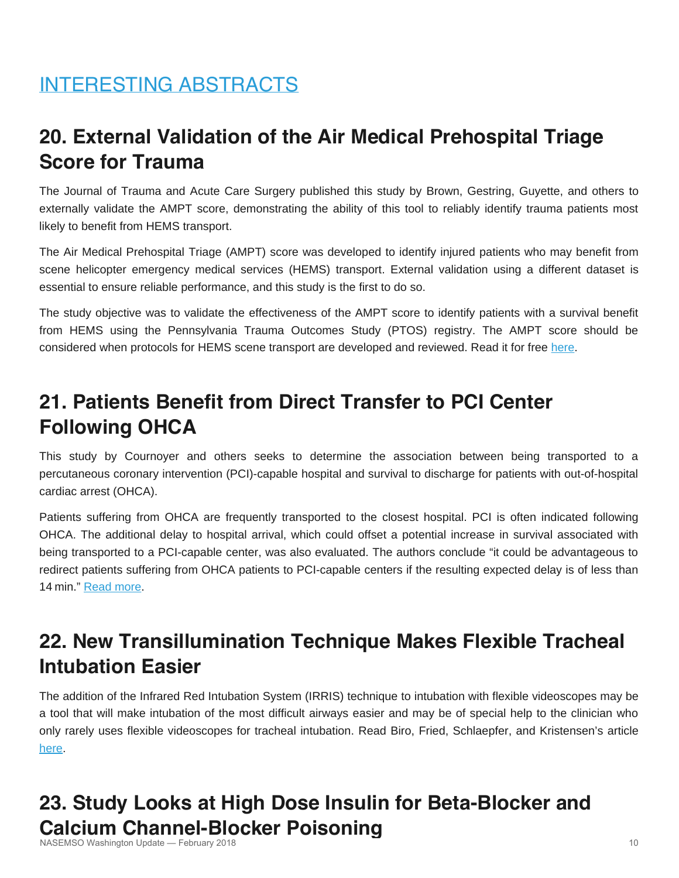## INTERESTING ABSTRACTS

## 20. External Validation of the Air Medical Prehospital Triage Score for Trauma

The Journal of Trauma and Acute Care Surgery published this study by Brown, Gestring, Guyette, and others to externally validate the AMPT score, demonstrating the ability of this tool to reliably identify trauma patients most likely to benefit from HEMS transport.

The Air Medical Prehospital Triage (AMPT) score was developed to identify injured patients who may benefit from scene helicopter emergency medical services (HEMS) transport. External validation using a different dataset is essential to ensure reliable performance, and this study is the first to do so.

The study objective was to validate the effectiveness of the AMPT score to identify patients with a survival benefit from HEMS using the Pennsylvania Trauma Outcomes Study (PTOS) registry. The AMPT score should be considered when protocols for HEMS scene transport are developed and reviewed. Read it for free here.

## 21. Patients Benefit from Direct Transfer to PCI Center Following OHCA

This study by Cournoyer and others seeks to determine the association between being transported to a percutaneous coronary intervention (PCI)-capable hospital and survival to discharge for patients with out-of-hospital cardiac arrest (OHCA).

Patients suffering from OHCA are frequently transported to the closest hospital. PCI is often indicated following OHCA. The additional delay to hospital arrival, which could offset a potential increase in survival associated with being transported to a PCI-capable center, was also evaluated. The authors conclude "it could be advantageous to redirect patients suffering from OHCA patients to PCI-capable centers if the resulting expected delay is of less than 14 min." Read more.

## 22. New Transillumination Technique Makes Flexible Tracheal Intubation Easier

The addition of the Infrared Red Intubation System (IRRIS) technique to intubation with flexible videoscopes may be a tool that will make intubation of the most difficult airways easier and may be of special help to the clinician who only rarely uses flexible videoscopes for tracheal intubation. Read Biro, Fried, Schlaepfer, and Kristensen's article here.

## 23. Study Looks at High Dose Insulin for Beta-Blocker and Calcium Channel-Blocker Poisoning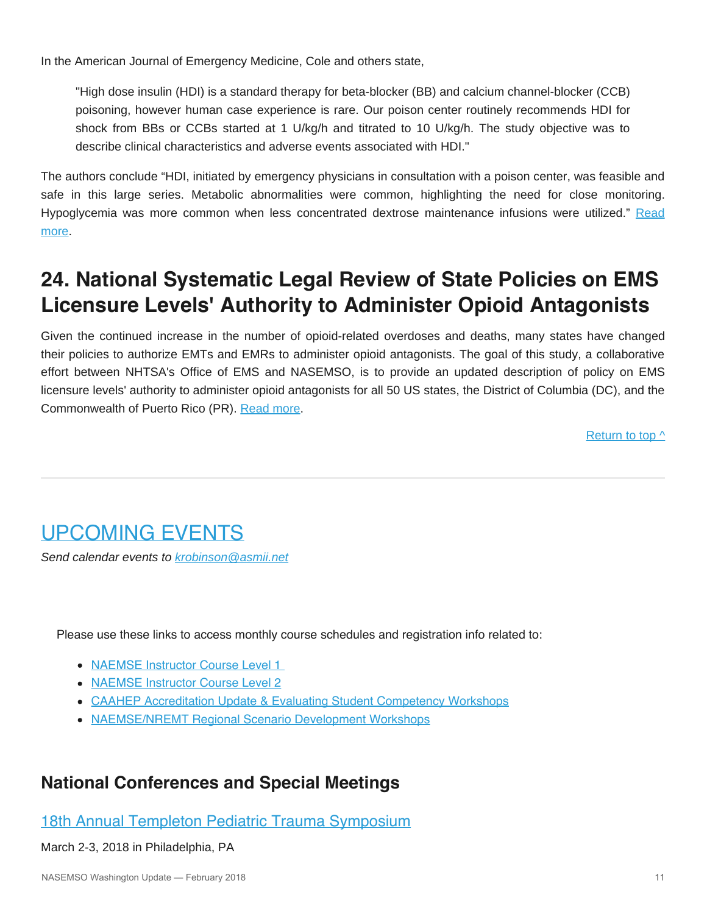In the American Journal of Emergency Medicine, Cole and others state,

> "High dose insulin (HDI) is a standard therapy for beta-blocker (BB) and calcium channel-blocker (CCB) poisoning, however human case experience is rare. Our poison center routinely recommends HDI for shock from BBs or CCBs started at 1 U/kg/h and titrated to 10 U/kg/h. The study objective was to describe clinical characteristics and adverse events associated with HDI."

The authors conclude "HDI, initiated by emergency physicians in consultation with a poison center, was feasible and safe in this large series. Metabolic abnormalities were common, highlighting the need for close monitoring. Hypoglycemia was more common when less concentrated dextrose maintenance infusions were utilized." Read more.

## 24. National Systematic Legal Review of State Policies on EMS Licensure Levels' Authority to Administer Opioid Antagonists

Given the continued increase in the number of opioid-related overdoses and deaths, many states have changed their policies to authorize EMTs and EMRs to administer opioid antagonists. The goal of this study, a collaborative effort between NHTSA's Office of EMS and NASEMSO, is to provide an updated description of policy on EMS licensure levels' authority to administer opioid antagonists for all 50 US states, the District of Columbia (DC), and the Commonwealth of Puerto Rico (PR). Read more.

Return to top ^

---

# UPCOMING EVENTS

*Send calendar events to krobinson@asmii.net*

Please use these links to access monthly course schedules and registration info related to:

- NAEMSE Instructor Course Level 1
- NAEMSE Instructor Course Level 2
- CAAHEP Accreditation Update & Evaluating Student Competency Workshops
- NAEMSE/NREMT Regional Scenario Development Workshops

## National Conferences and Special Meetings

### 18th Annual Templeton Pediatric Trauma Symposium

March 2-3, 2018 in Philadelphia, PA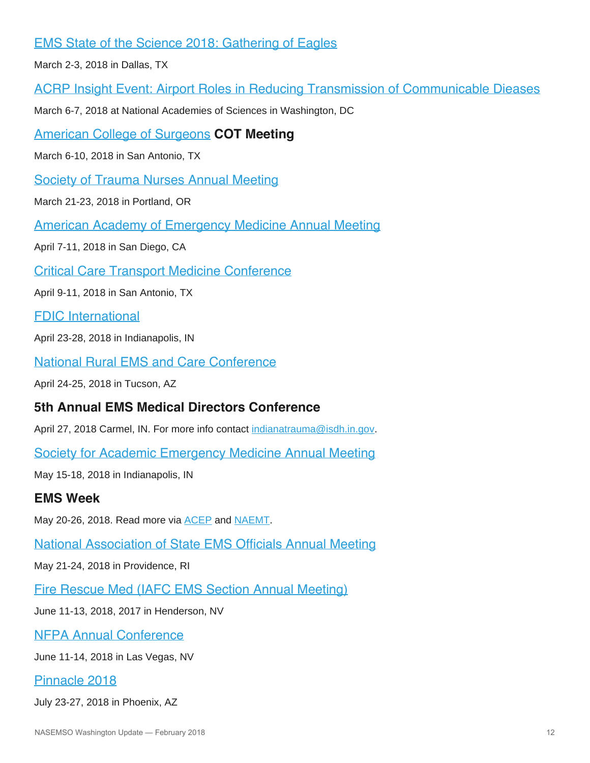### EMS State of the Science 2018: Gathering of Eagles

March 2-3, 2018 in Dallas, TX

### ACRP Insight Event: Airport Roles in Reducing Transmission of Communicable Dieases

March 6-7, 2018 at National Academies of Sciences in Washington, DC

### American College of Surgeons **COT Meeting**

March 6-10, 2018 in San Antonio, TX

### Society of Trauma Nurses Annual Meeting

March 21-23, 2018 in Portland, OR

### American Academy of Emergency Medicine Annual Meeting

April 7-11, 2018 in San Diego, CA

### Critical Care Transport Medicine Conference

April 9-11, 2018 in San Antonio, TX

### FDIC International

April 23-28, 2018 in Indianapolis, IN

### National Rural EMS and Care Conference

April 24-25, 2018 in Tucson, AZ

### 5th Annual EMS Medical Directors Conference

April 27, 2018 Carmel, IN. For more info contact indianatrauma@isdh.in.gov.

### Society for Academic Emergency Medicine Annual Meeting

May 15-18, 2018 in Indianapolis, IN

### EMS Week

May 20-26, 2018. Read more via ACEP and NAEMT.

### National Association of State EMS Officials Annual Meeting

May 21-24, 2018 in Providence, RI

### Fire Rescue Med (IAFC EMS Section Annual Meeting)

June 11-13, 2018, 2017 in Henderson, NV

### NFPA Annual Conference

June 11-14, 2018 in Las Vegas, NV

### Pinnacle 2018

July 23-27, 2018 in Phoenix, AZ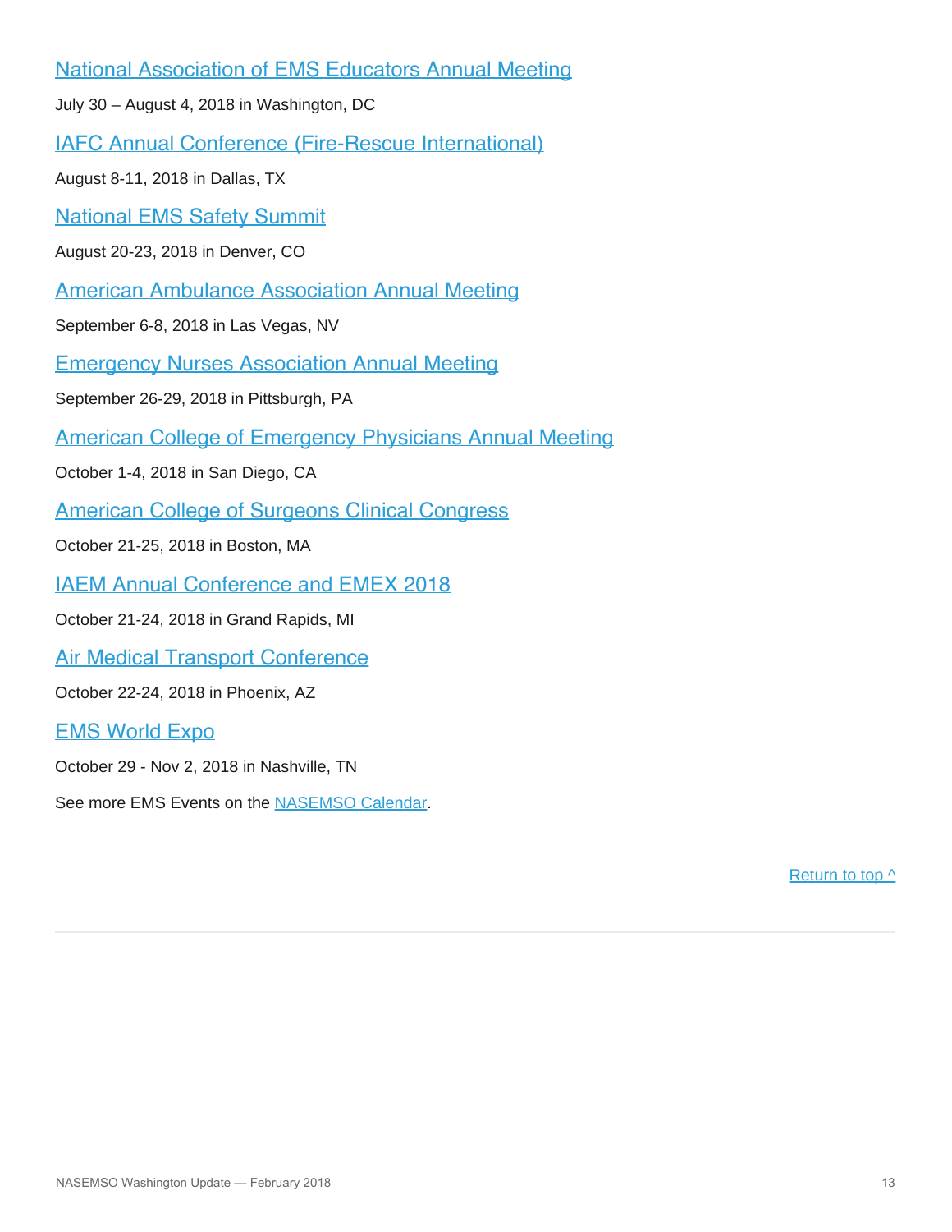[National Association of EMS Educators Annual Meeting]

July 30 – August 4, 2018 in Washington, DC

[IAFC Annual Conference (Fire-Rescue International)]

August 8-11, 2018 in Dallas, TX

[National EMS Safety Summit]

August 20-23, 2018 in Denver, CO

[American Ambulance Association Annual Meeting]

September 6-8, 2018 in Las Vegas, NV

[Emergency Nurses Association Annual Meeting]

September 26-29, 2018 in Pittsburgh, PA

[American College of Emergency Physicians Annual Meeting]

October 1-4, 2018 in San Diego, CA

[American College of Surgeons Clinical Congress]

October 21-25, 2018 in Boston, MA

[IAEM Annual Conference and EMEX 2018]

October 21-24, 2018 in Grand Rapids, MI

[Air Medical Transport Conference]

October 22-24, 2018 in Phoenix, AZ

[EMS World Expo]

October 29 - Nov 2, 2018 in Nashville, TN

See more EMS Events on the NASEMSO Calendar.

Return to top ^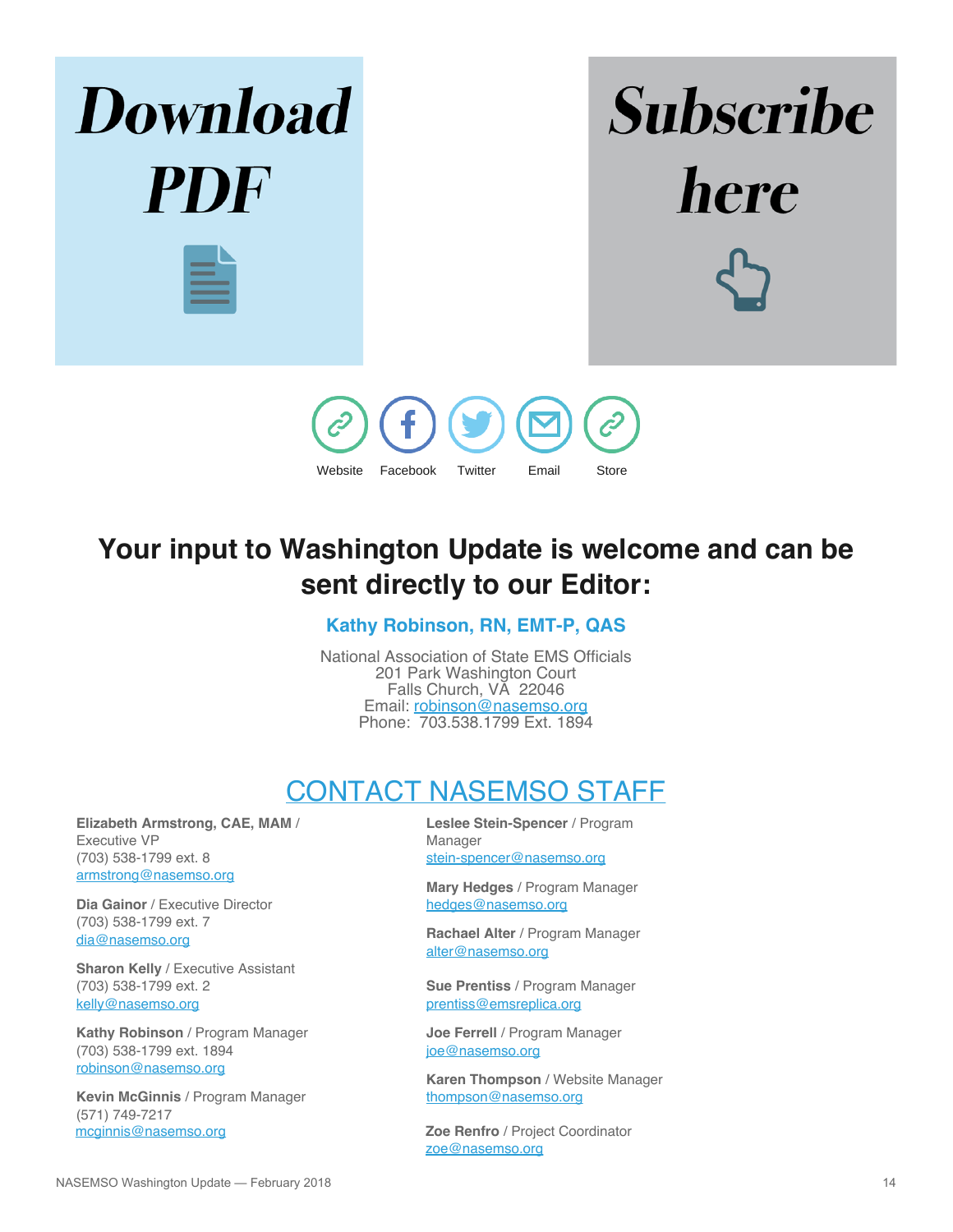**Download PDF**

**Subscribe here**

Website | Facebook | Twitter | Email | Store

## Your input to Washington Update is welcome and can be sent directly to our Editor:

**Kathy Robinson, RN, EMT-P, QAS**

National Association of State EMS Officials
201 Park Washington Court
Falls Church, VA 22046
Email: robinson@nasemso.org
Phone: 703.538.1799 Ext. 1894

## CONTACT NASEMSO STAFF

**Elizabeth Armstrong, CAE, MAM** / Executive VP
(703) 538-1799 ext. 8
armstrong@nasemso.org

**Dia Gainor** / Executive Director
(703) 538-1799 ext. 7
dia@nasemso.org

**Sharon Kelly** / Executive Assistant
(703) 538-1799 ext. 2
kelly@nasemso.org

**Kathy Robinson** / Program Manager
(703) 538-1799 ext. 1894
robinson@nasemso.org

**Kevin McGinnis** / Program Manager
(571) 749-7217
mcginnis@nasemso.org

**Leslee Stein-Spencer** / Program Manager
stein-spencer@nasemso.org

**Mary Hedges** / Program Manager
hedges@nasemso.org

**Rachael Alter** / Program Manager
alter@nasemso.org

**Sue Prentiss** / Program Manager
prentiss@emsreplica.org

**Joe Ferrell** / Program Manager
joe@nasemso.org

**Karen Thompson** / Website Manager
thompson@nasemso.org

**Zoe Renfro** / Project Coordinator
zoe@nasemso.org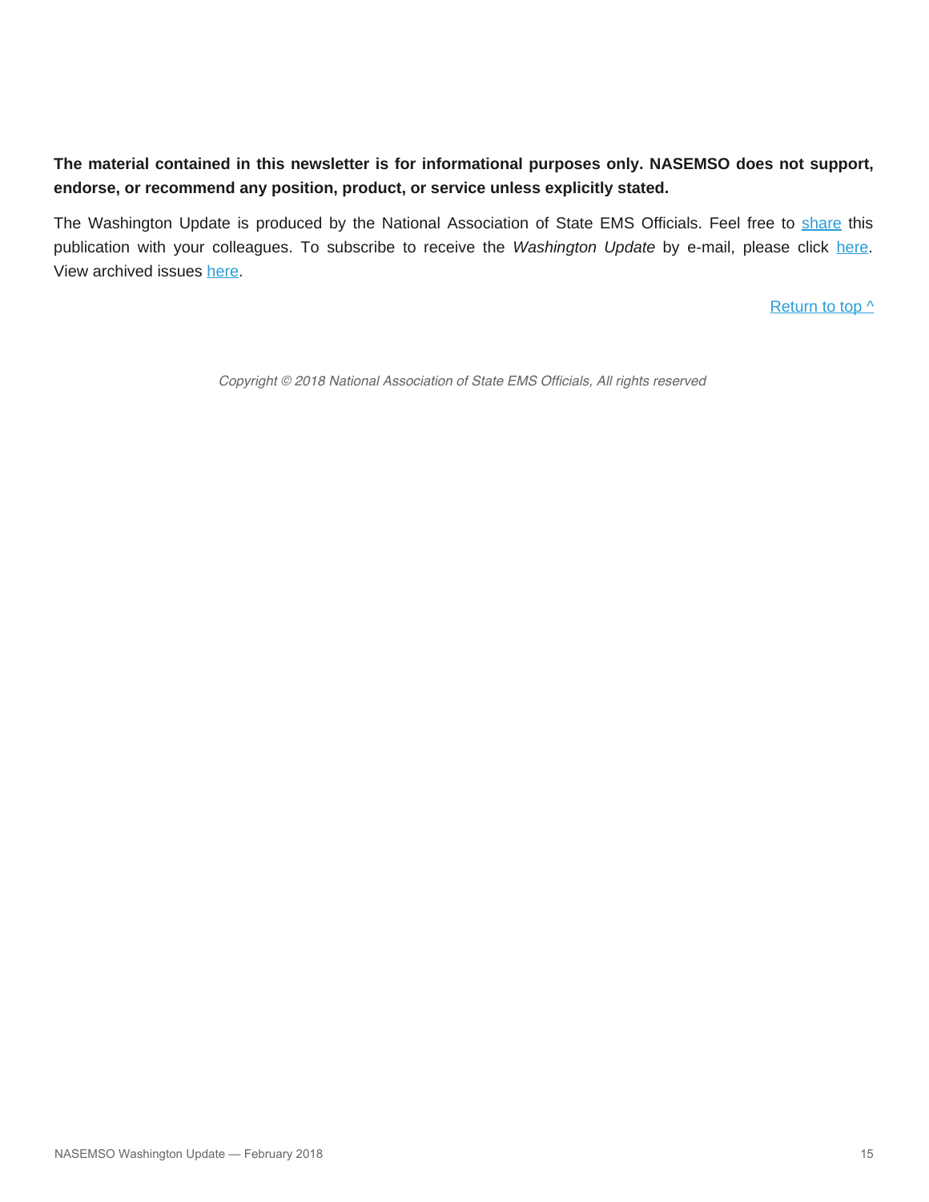**The material contained in this newsletter is for informational purposes only. NASEMSO does not support, endorse, or recommend any position, product, or service unless explicitly stated.**

The Washington Update is produced by the National Association of State EMS Officials. Feel free to share this publication with your colleagues. To subscribe to receive the *Washington Update* by e-mail, please click here. View archived issues here.

Return to top ^

*Copyright © 2018 National Association of State EMS Officials, All rights reserved*